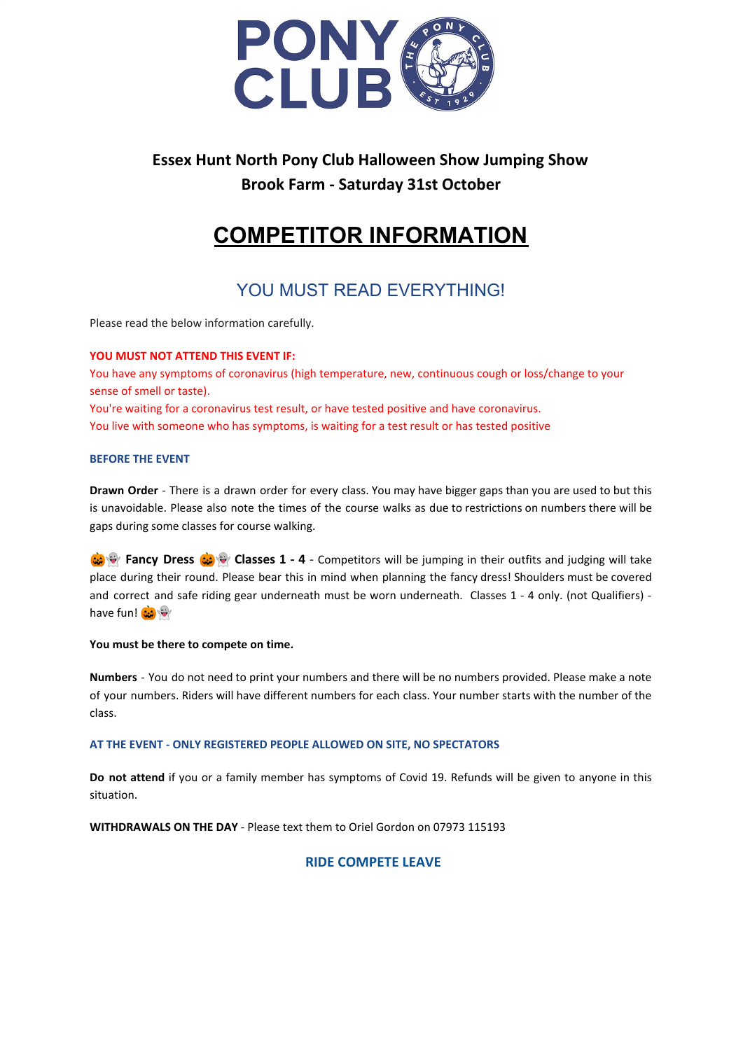**Essex Hunt North Pony Club Halloween Show Jumping Show**
**Brook Farm - Saturday 31st October**

# COMPETITOR INFORMATION

## YOU MUST READ EVERYTHING!

Please read the below information carefully.

**YOU MUST NOT ATTEND THIS EVENT IF:**
You have any symptoms of coronavirus (high temperature, new, continuous cough or loss/change to your sense of smell or taste).
You're waiting for a coronavirus test result, or have tested positive and have coronavirus.
You live with someone who has symptoms, is waiting for a test result or has tested positive

### BEFORE THE EVENT

**Drawn Order** - There is a drawn order for every class. You may have bigger gaps than you are used to but this is unavoidable. Please also note the times of the course walks as due to restrictions on numbers there will be gaps during some classes for course walking.

🎃👻 **Fancy Dress** 🎃👻 **Classes 1 - 4** - Competitors will be jumping in their outfits and judging will take place during their round. Please bear this in mind when planning the fancy dress! Shoulders must be covered and correct and safe riding gear underneath must be worn underneath. Classes 1 - 4 only. (not Qualifiers) - have fun! 🎃👻

**You must be there to compete on time.**

**Numbers** - You do not need to print your numbers and there will be no numbers provided. Please make a note of your numbers. Riders will have different numbers for each class. Your number starts with the number of the class.

### AT THE EVENT - ONLY REGISTERED PEOPLE ALLOWED ON SITE, NO SPECTATORS

**Do not attend** if you or a family member has symptoms of Covid 19. Refunds will be given to anyone in this situation.

**WITHDRAWALS ON THE DAY** - Please text them to Oriel Gordon on 07973 115193

**RIDE COMPETE LEAVE**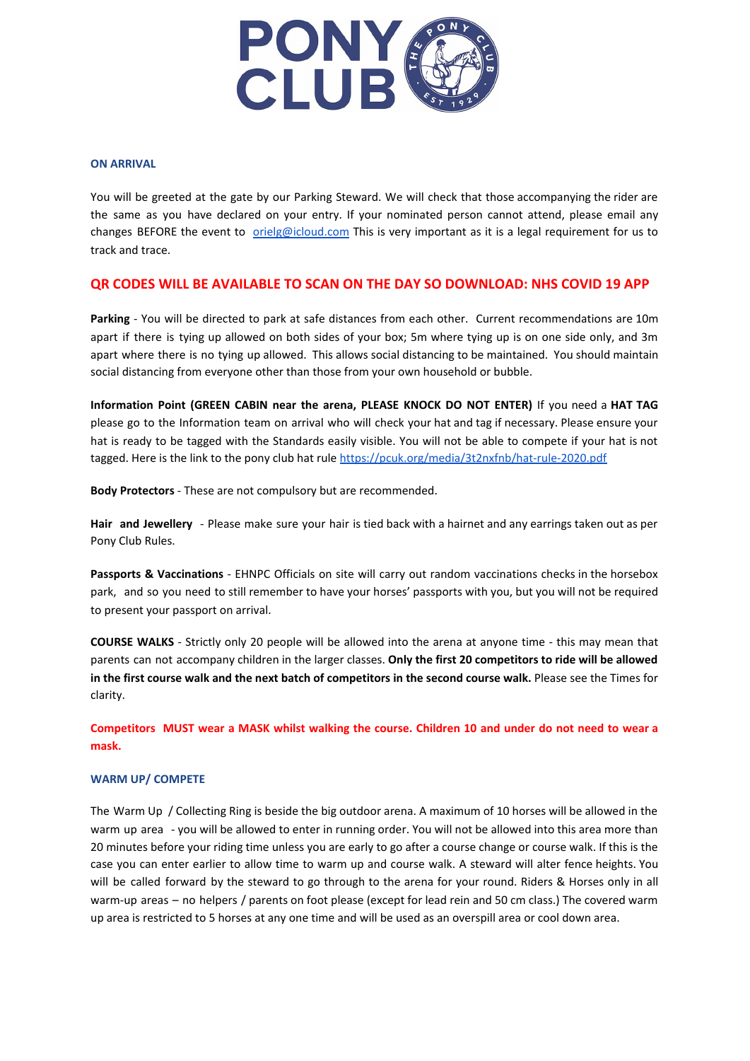### ON ARRIVAL

You will be greeted at the gate by our Parking Steward. We will check that those accompanying the rider are the same as you have declared on your entry. If your nominated person cannot attend, please email any changes BEFORE the event to orielg@icloud.com This is very important as it is a legal requirement for us to track and trace.

### QR CODES WILL BE AVAILABLE TO SCAN ON THE DAY SO DOWNLOAD: NHS COVID 19 APP

**Parking** - You will be directed to park at safe distances from each other. Current recommendations are 10m apart if there is tying up allowed on both sides of your box; 5m where tying up is on one side only, and 3m apart where there is no tying up allowed. This allows social distancing to be maintained. You should maintain social distancing from everyone other than those from your own household or bubble.

**Information Point (GREEN CABIN near the arena, PLEASE KNOCK DO NOT ENTER)** If you need a **HAT TAG** please go to the Information team on arrival who will check your hat and tag if necessary. Please ensure your hat is ready to be tagged with the Standards easily visible. You will not be able to compete if your hat is not tagged. Here is the link to the pony club hat rule https://pcuk.org/media/3t2nxfnb/hat-rule-2020.pdf

**Body Protectors** - These are not compulsory but are recommended.

**Hair and Jewellery** - Please make sure your hair is tied back with a hairnet and any earrings taken out as per Pony Club Rules.

**Passports & Vaccinations** - EHNPC Officials on site will carry out random vaccinations checks in the horsebox park, and so you need to still remember to have your horses' passports with you, but you will not be required to present your passport on arrival.

**COURSE WALKS** - Strictly only 20 people will be allowed into the arena at anyone time - this may mean that parents can not accompany children in the larger classes. **Only the first 20 competitors to ride will be allowed in the first course walk and the next batch of competitors in the second course walk.** Please see the Times for clarity.

**Competitors MUST wear a MASK whilst walking the course. Children 10 and under do not need to wear a mask.**

### WARM UP/ COMPETE

The Warm Up / Collecting Ring is beside the big outdoor arena. A maximum of 10 horses will be allowed in the warm up area - you will be allowed to enter in running order. You will not be allowed into this area more than 20 minutes before your riding time unless you are early to go after a course change or course walk. If this is the case you can enter earlier to allow time to warm up and course walk. A steward will alter fence heights. You will be called forward by the steward to go through to the arena for your round. Riders & Horses only in all warm-up areas – no helpers / parents on foot please (except for lead rein and 50 cm class.) The covered warm up area is restricted to 5 horses at any one time and will be used as an overspill area or cool down area.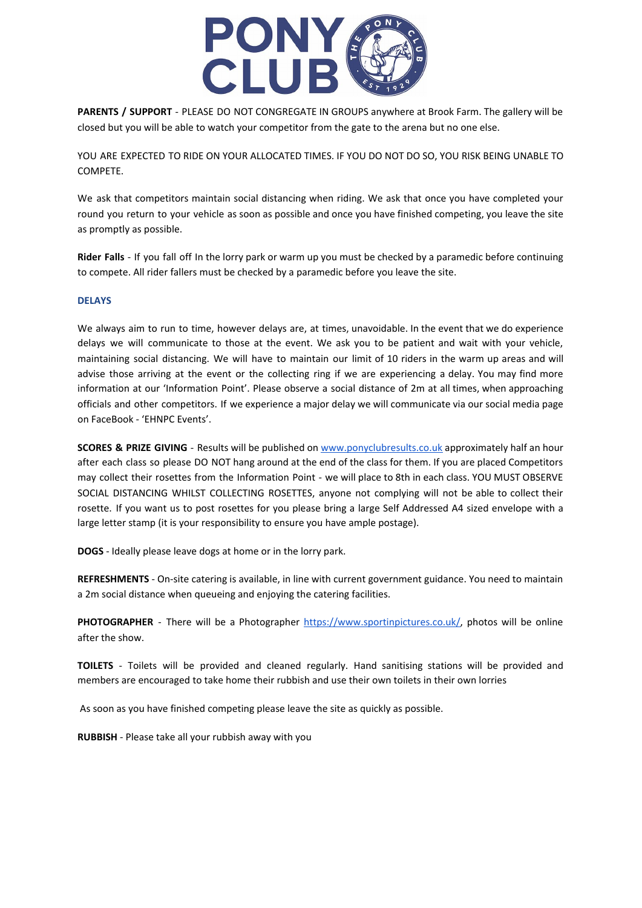**PARENTS / SUPPORT** - PLEASE DO NOT CONGREGATE IN GROUPS anywhere at Brook Farm. The gallery will be closed but you will be able to watch your competitor from the gate to the arena but no one else.

YOU ARE EXPECTED TO RIDE ON YOUR ALLOCATED TIMES. IF YOU DO NOT DO SO, YOU RISK BEING UNABLE TO COMPETE.

We ask that competitors maintain social distancing when riding. We ask that once you have completed your round you return to your vehicle as soon as possible and once you have finished competing, you leave the site as promptly as possible.

**Rider Falls** - If you fall off In the lorry park or warm up you must be checked by a paramedic before continuing to compete. All rider fallers must be checked by a paramedic before you leave the site.

**DELAYS**

We always aim to run to time, however delays are, at times, unavoidable. In the event that we do experience delays we will communicate to those at the event. We ask you to be patient and wait with your vehicle, maintaining social distancing. We will have to maintain our limit of 10 riders in the warm up areas and will advise those arriving at the event or the collecting ring if we are experiencing a delay. You may find more information at our 'Information Point'. Please observe a social distance of 2m at all times, when approaching officials and other competitors. If we experience a major delay we will communicate via our social media page on FaceBook - 'EHNPC Events'.

**SCORES & PRIZE GIVING** - Results will be published on [www.ponyclubresults.co.uk](http://www.ponyclubresults.co.uk) approximately half an hour after each class so please DO NOT hang around at the end of the class for them. If you are placed Competitors may collect their rosettes from the Information Point - we will place to 8th in each class. YOU MUST OBSERVE SOCIAL DISTANCING WHILST COLLECTING ROSETTES, anyone not complying will not be able to collect their rosette. If you want us to post rosettes for you please bring a large Self Addressed A4 sized envelope with a large letter stamp (it is your responsibility to ensure you have ample postage).

**DOGS** - Ideally please leave dogs at home or in the lorry park.

**REFRESHMENTS** - On-site catering is available, in line with current government guidance. You need to maintain a 2m social distance when queueing and enjoying the catering facilities.

**PHOTOGRAPHER** - There will be a Photographer [https://www.sportinpictures.co.uk/](https://www.sportinpictures.co.uk/), photos will be online after the show.

**TOILETS** - Toilets will be provided and cleaned regularly. Hand sanitising stations will be provided and members are encouraged to take home their rubbish and use their own toilets in their own lorries

As soon as you have finished competing please leave the site as quickly as possible.

**RUBBISH** - Please take all your rubbish away with you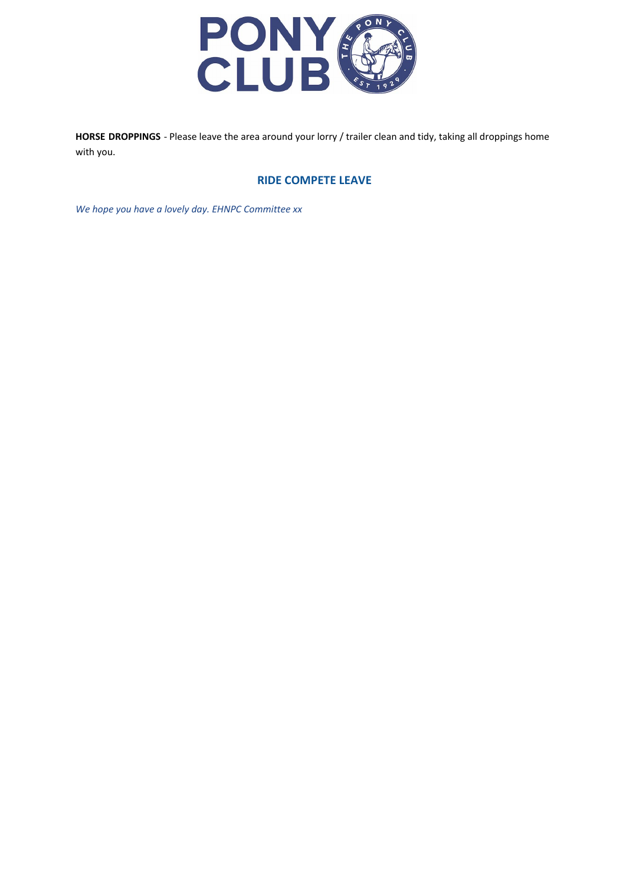**HORSE DROPPINGS** - Please leave the area around your lorry / trailer clean and tidy, taking all droppings home with you.

## RIDE COMPETE LEAVE

*We hope you have a lovely day. EHNPC Committee xx*